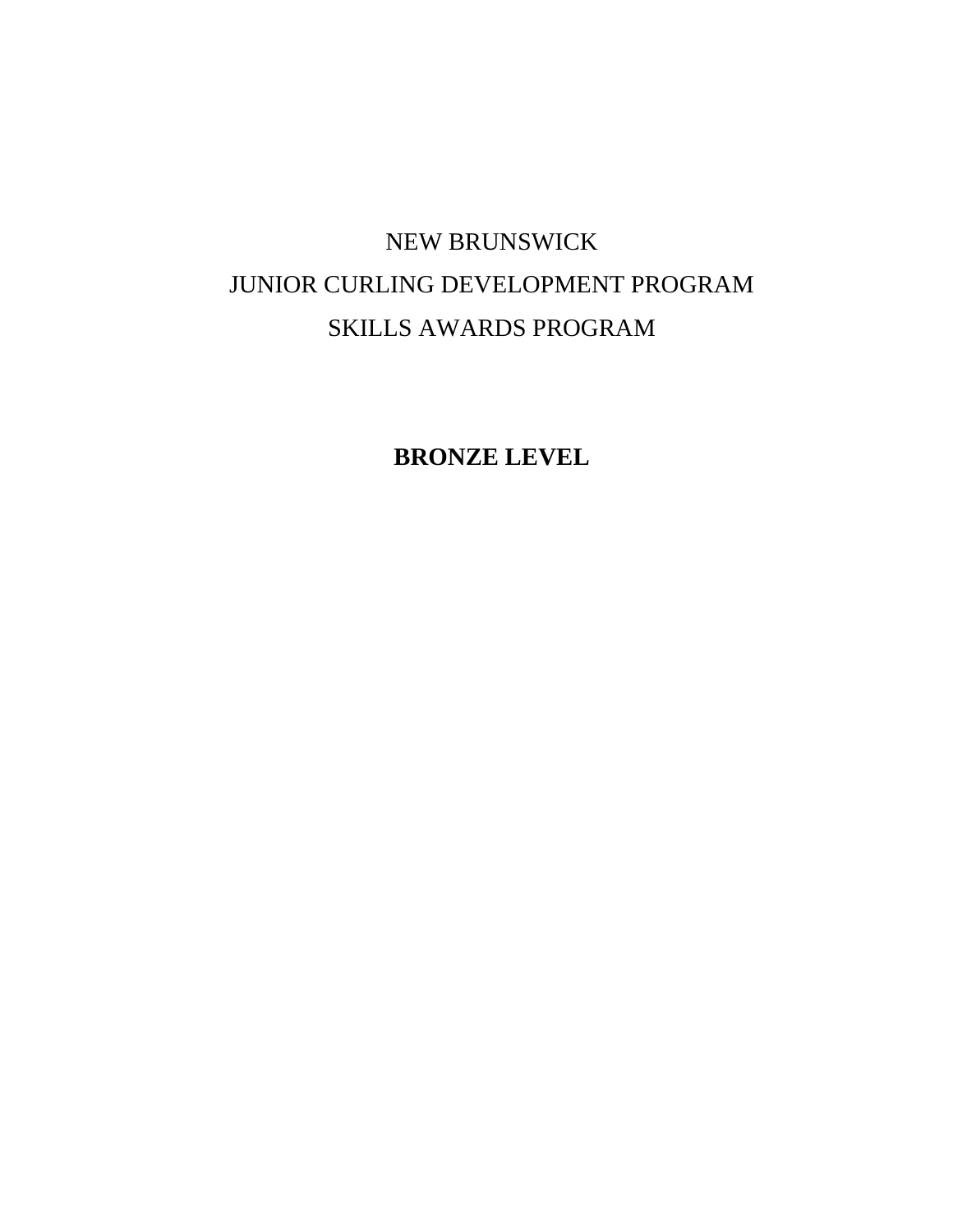# NEW BRUNSWICK
# JUNIOR CURLING DEVELOPMENT PROGRAM
# SKILLS AWARDS PROGRAM

## BRONZE LEVEL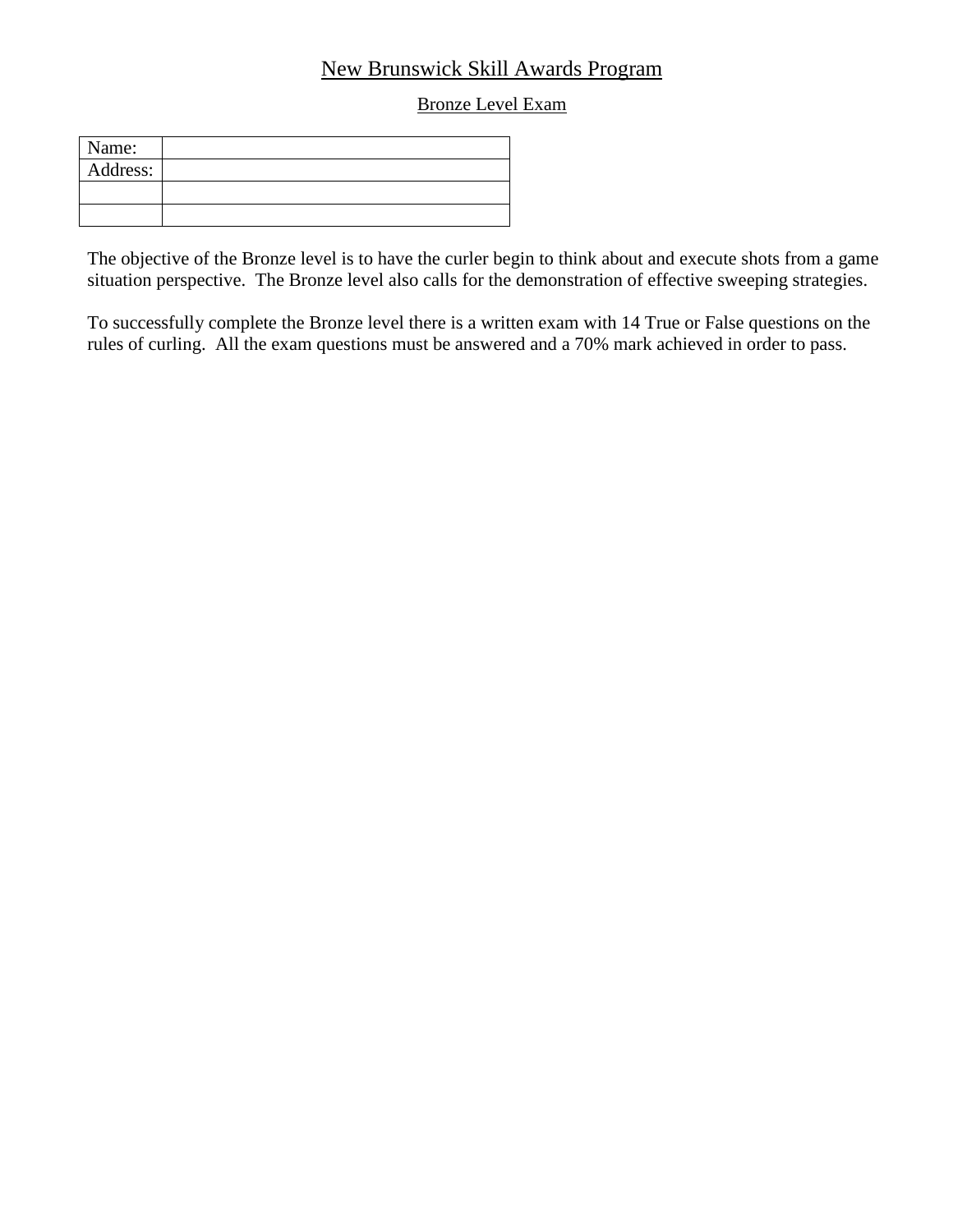# New Brunswick Skill Awards Program

## Bronze Level Exam

| Name: | |
|---|---|
| Address: | |
| | |
| | |

The objective of the Bronze level is to have the curler begin to think about and execute shots from a game situation perspective. The Bronze level also calls for the demonstration of effective sweeping strategies.

To successfully complete the Bronze level there is a written exam with 14 True or False questions on the rules of curling. All the exam questions must be answered and a 70% mark achieved in order to pass.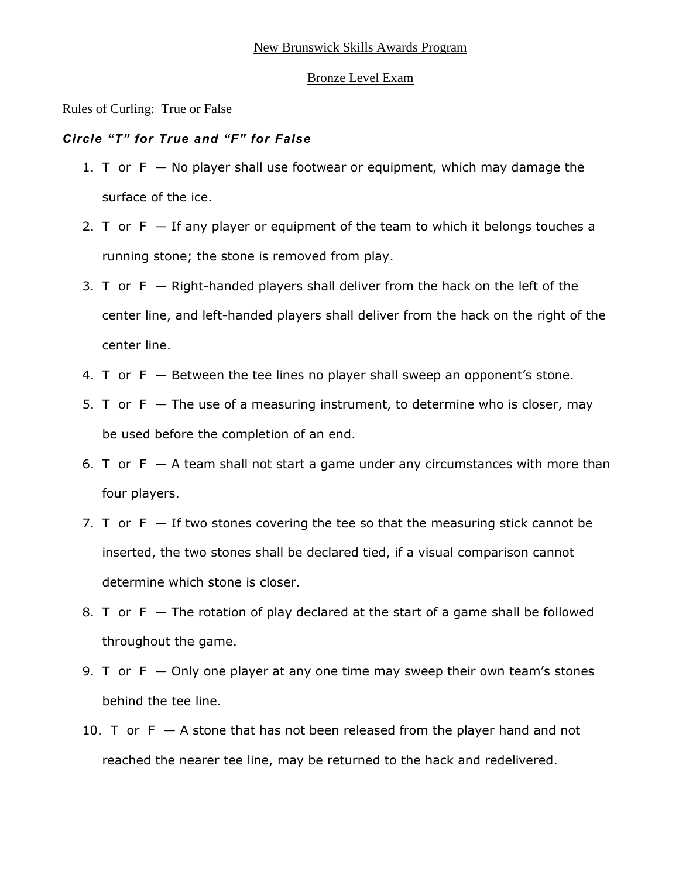New Brunswick Skills Awards Program

Bronze Level Exam

Rules of Curling: True or False

***Circle "T" for True and "F" for False***

1. T or F — No player shall use footwear or equipment, which may damage the surface of the ice.
2. T or F — If any player or equipment of the team to which it belongs touches a running stone; the stone is removed from play.
3. T or F — Right-handed players shall deliver from the hack on the left of the center line, and left-handed players shall deliver from the hack on the right of the center line.
4. T or F — Between the tee lines no player shall sweep an opponent's stone.
5. T or F — The use of a measuring instrument, to determine who is closer, may be used before the completion of an end.
6. T or F — A team shall not start a game under any circumstances with more than four players.
7. T or F — If two stones covering the tee so that the measuring stick cannot be inserted, the two stones shall be declared tied, if a visual comparison cannot determine which stone is closer.
8. T or F — The rotation of play declared at the start of a game shall be followed throughout the game.
9. T or F — Only one player at any one time may sweep their own team's stones behind the tee line.
10. T or F — A stone that has not been released from the player hand and not reached the nearer tee line, may be returned to the hack and redelivered.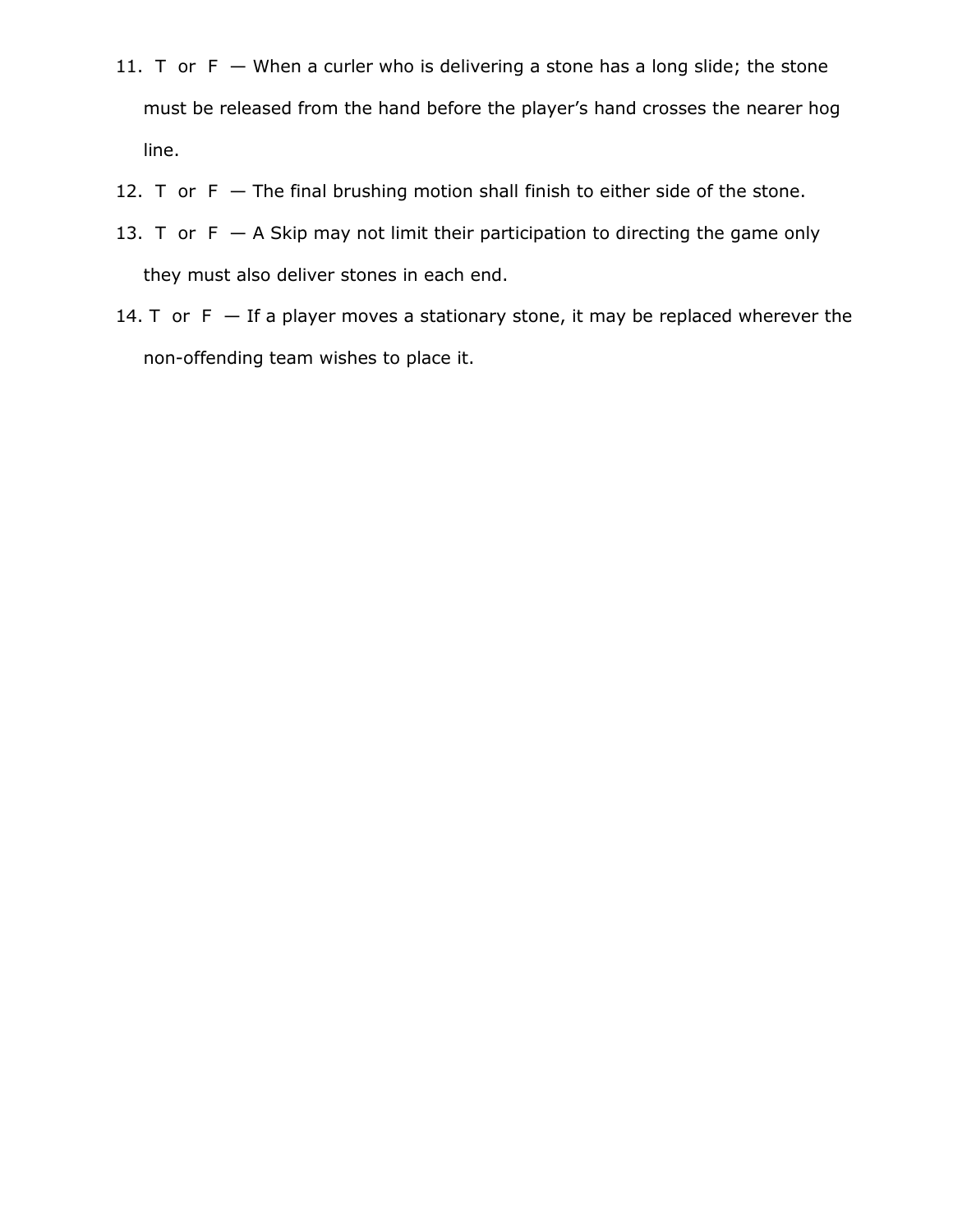11. T or F — When a curler who is delivering a stone has a long slide; the stone must be released from the hand before the player's hand crosses the nearer hog line.
12. T or F — The final brushing motion shall finish to either side of the stone.
13. T or F — A Skip may not limit their participation to directing the game only they must also deliver stones in each end.
14. T or F — If a player moves a stationary stone, it may be replaced wherever the non-offending team wishes to place it.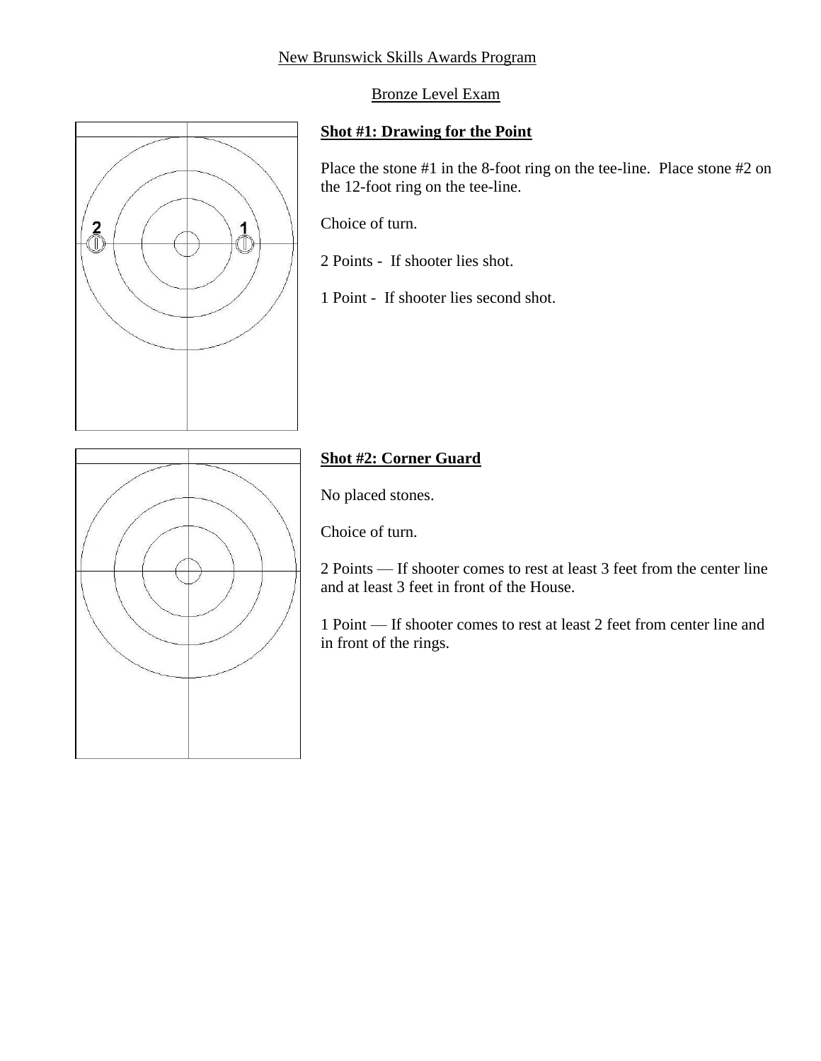New Brunswick Skills Awards Program

Bronze Level Exam

**Shot #1: Drawing for the Point**

Place the stone #1 in the 8-foot ring on the tee-line. Place stone #2 on the 12-foot ring on the tee-line.

Choice of turn.

2 Points - If shooter lies shot.

1 Point - If shooter lies second shot.

**Shot #2: Corner Guard**

No placed stones.

Choice of turn.

2 Points — If shooter comes to rest at least 3 feet from the center line and at least 3 feet in front of the House.

1 Point — If shooter comes to rest at least 2 feet from center line and in front of the rings.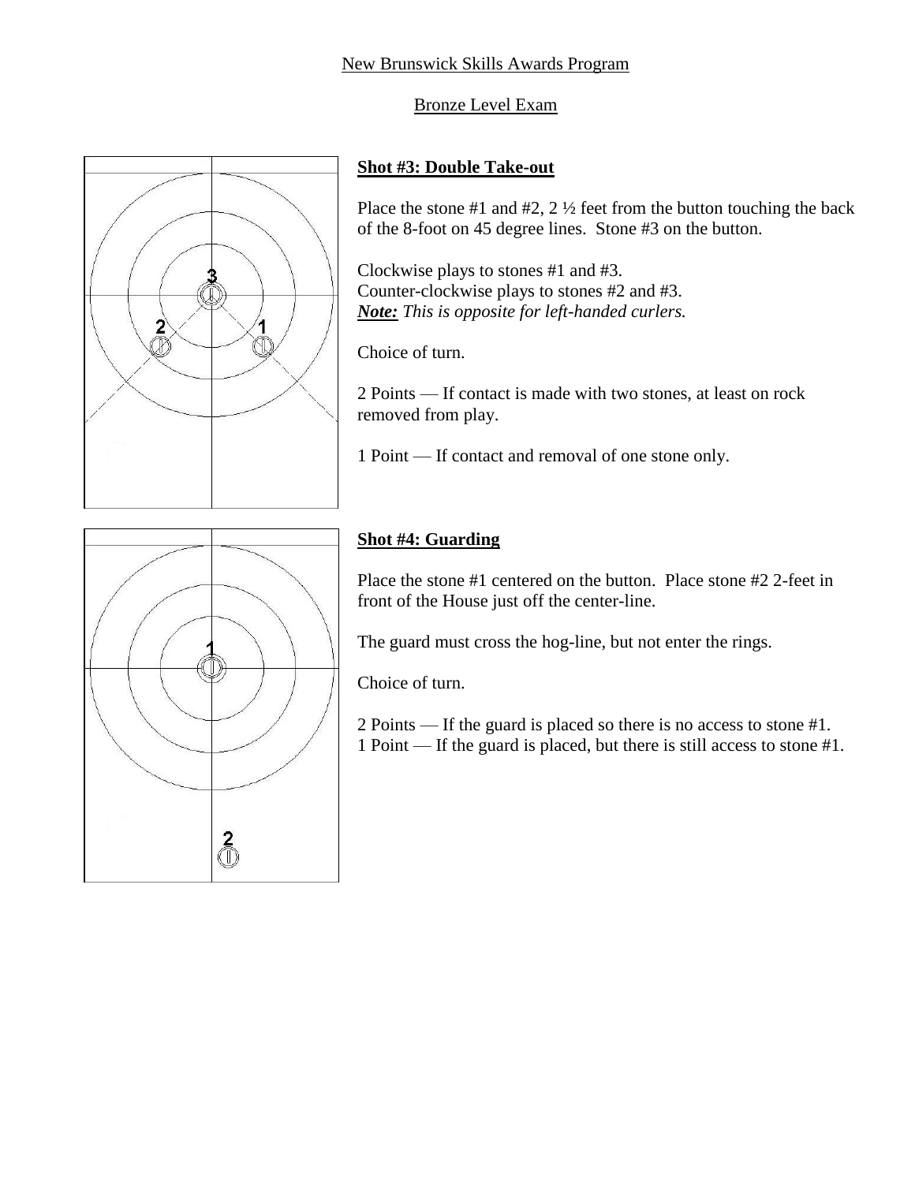New Brunswick Skills Awards Program

Bronze Level Exam

## Shot #3: Double Take-out

Place the stone #1 and #2, 2 ½ feet from the button touching the back of the 8-foot on 45 degree lines. Stone #3 on the button.

Clockwise plays to stones #1 and #3.
Counter-clockwise plays to stones #2 and #3.
***Note:*** *This is opposite for left-handed curlers.*

Choice of turn.

2 Points — If contact is made with two stones, at least on rock removed from play.

1 Point — If contact and removal of one stone only.

## Shot #4: Guarding

Place the stone #1 centered on the button. Place stone #2 2-feet in front of the House just off the center-line.

The guard must cross the hog-line, but not enter the rings.

Choice of turn.

2 Points — If the guard is placed so there is no access to stone #1.
1 Point — If the guard is placed, but there is still access to stone #1.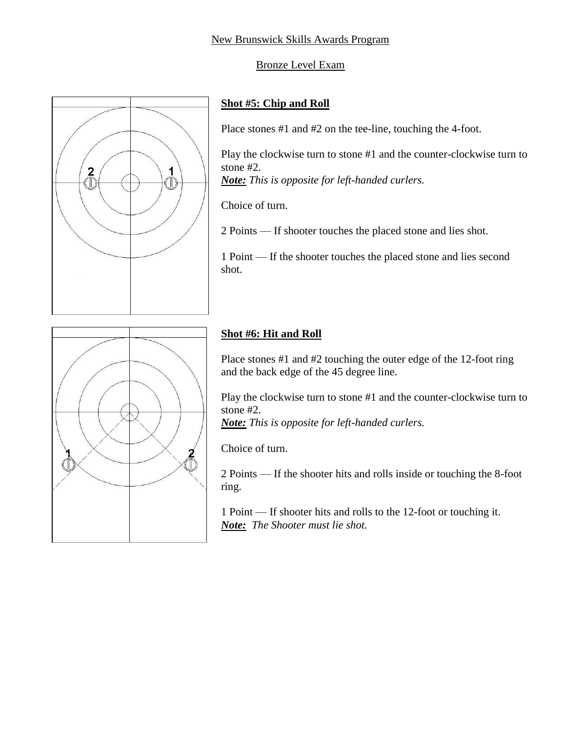New Brunswick Skills Awards Program

Bronze Level Exam

**Shot #5: Chip and Roll**

Place stones #1 and #2 on the tee-line, touching the 4-foot.

Play the clockwise turn to stone #1 and the counter-clockwise turn to stone #2.
***Note:*** *This is opposite for left-handed curlers.*

Choice of turn.

2 Points — If shooter touches the placed stone and lies shot.

1 Point — If the shooter touches the placed stone and lies second shot.

**Shot #6: Hit and Roll**

Place stones #1 and #2 touching the outer edge of the 12-foot ring and the back edge of the 45 degree line.

Play the clockwise turn to stone #1 and the counter-clockwise turn to stone #2.
***Note:*** *This is opposite for left-handed curlers.*

Choice of turn.

2 Points — If the shooter hits and rolls inside or touching the 8-foot ring.

1 Point — If shooter hits and rolls to the 12-foot or touching it.
***Note:*** *The Shooter must lie shot.*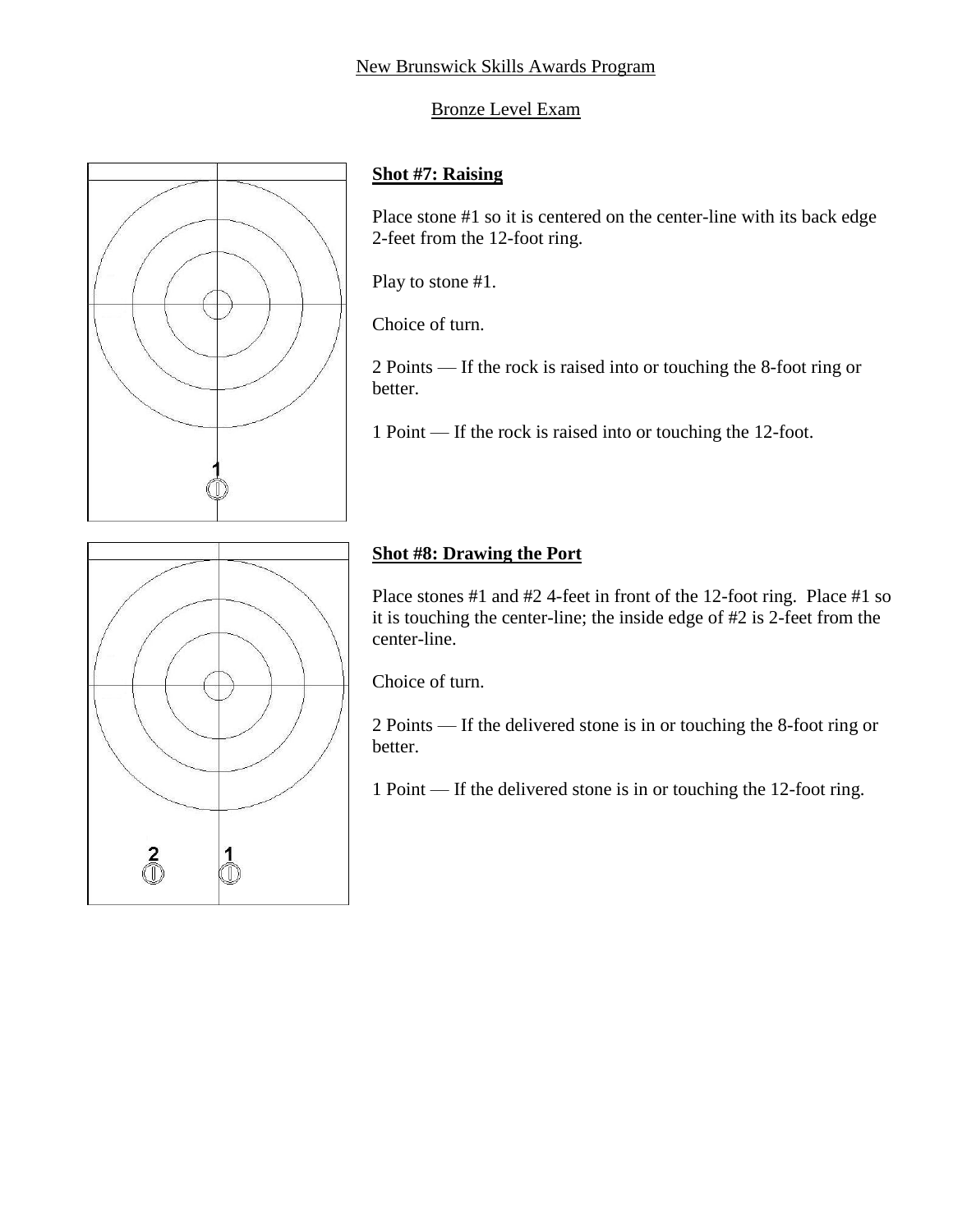New Brunswick Skills Awards Program

Bronze Level Exam

**Shot #7: Raising**

Place stone #1 so it is centered on the center-line with its back edge 2-feet from the 12-foot ring.

Play to stone #1.

Choice of turn.

2 Points — If the rock is raised into or touching the 8-foot ring or better.

1 Point — If the rock is raised into or touching the 12-foot.

**Shot #8: Drawing the Port**

Place stones #1 and #2 4-feet in front of the 12-foot ring. Place #1 so it is touching the center-line; the inside edge of #2 is 2-feet from the center-line.

Choice of turn.

2 Points — If the delivered stone is in or touching the 8-foot ring or better.

1 Point — If the delivered stone is in or touching the 12-foot ring.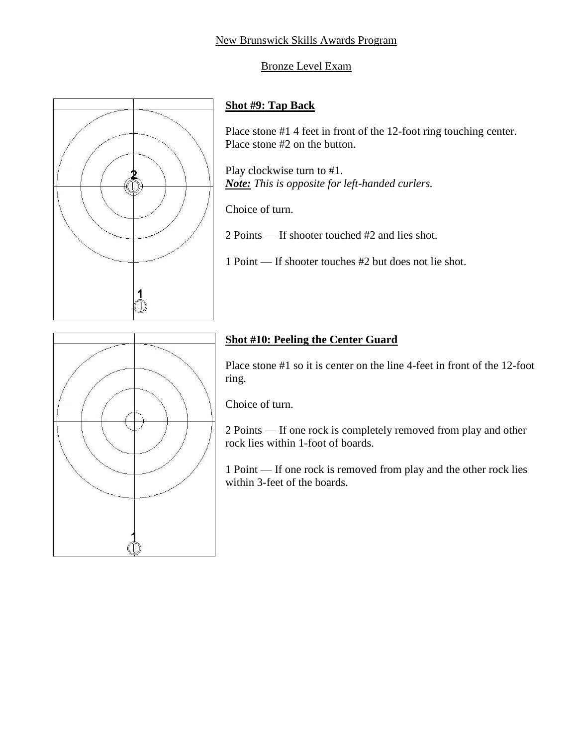New Brunswick Skills Awards Program

Bronze Level Exam

**Shot #9: Tap Back**

Place stone #1 4 feet in front of the 12-foot ring touching center. Place stone #2 on the button.

Play clockwise turn to #1.
***Note:*** *This is opposite for left-handed curlers.*

Choice of turn.

2 Points — If shooter touched #2 and lies shot.

1 Point — If shooter touches #2 but does not lie shot.

**Shot #10: Peeling the Center Guard**

Place stone #1 so it is center on the line 4-feet in front of the 12-foot ring.

Choice of turn.

2 Points — If one rock is completely removed from play and other rock lies within 1-foot of boards.

1 Point — If one rock is removed from play and the other rock lies within 3-feet of the boards.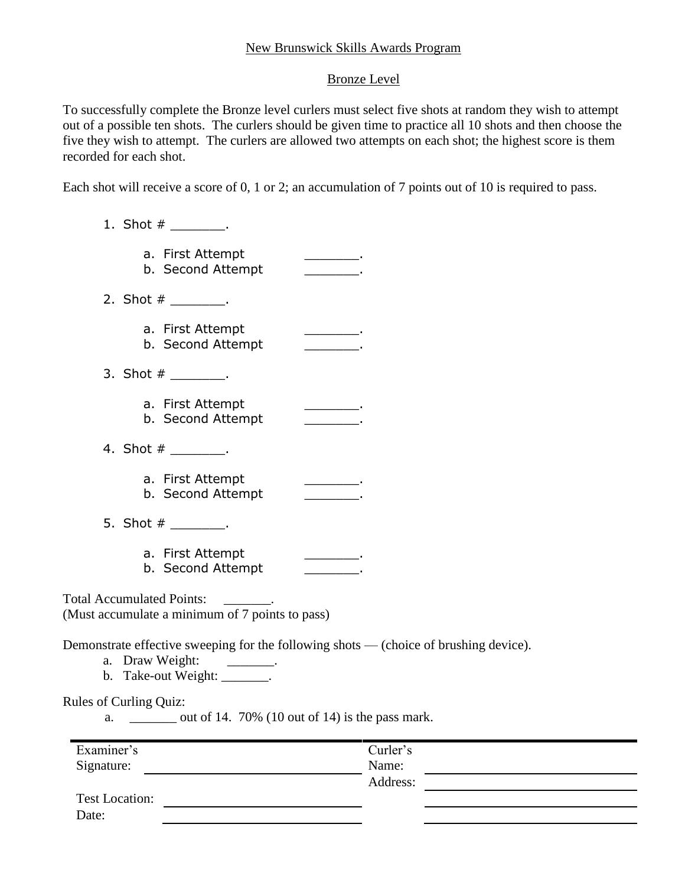New Brunswick Skills Awards Program

Bronze Level

To successfully complete the Bronze level curlers must select five shots at random they wish to attempt out of a possible ten shots. The curlers should be given time to practice all 10 shots and then choose the five they wish to attempt. The curlers are allowed two attempts on each shot; the highest score is them recorded for each shot.

Each shot will receive a score of 0, 1 or 2; an accumulation of 7 points out of 10 is required to pass.

1. Shot # _______.
   a. First Attempt _______.
   b. Second Attempt _______.
2. Shot # _______.
   a. First Attempt _______.
   b. Second Attempt _______.
3. Shot # _______.
   a. First Attempt _______.
   b. Second Attempt _______.
4. Shot # _______.
   a. First Attempt _______.
   b. Second Attempt _______.
5. Shot # _______.
   a. First Attempt _______.
   b. Second Attempt _______.

Total Accumulated Points: _______.
(Must accumulate a minimum of 7 points to pass)

Demonstrate effective sweeping for the following shots — (choice of brushing device).

a. Draw Weight: _______.
b. Take-out Weight: _______.

Rules of Curling Quiz:

a. _______ out of 14. 70% (10 out of 14) is the pass mark.

| | | | |
|---|---|---|---|
| Examiner's Signature: | | Curler's Name: | |
| | | Address: | |
| Test Location: | | | |
| Date: | | | |